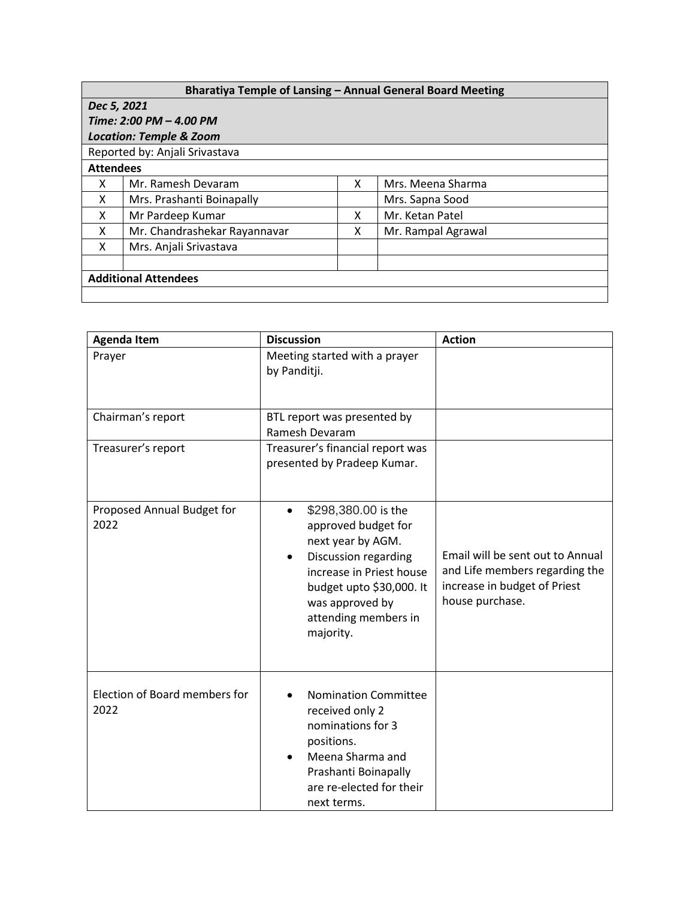| Bharatiya Temple of Lansing – Annual General Board Meeting | | | |
|---|---|---|---|
| ***Dec 5, 2021*** <br> ***Time: 2:00 PM – 4.00 PM*** <br> ***Location: Temple & Zoom*** | | | |
| Reported by: Anjali Srivastava | | | |
| **Attendees** | | | |
| X | Mr. Ramesh Devaram | X | Mrs. Meena Sharma |
| X | Mrs. Prashanti Boinapally | | Mrs. Sapna Sood |
| X | Mr Pardeep Kumar | X | Mr. Ketan Patel |
| X | Mr. Chandrashekar Rayannavar | X | Mr. Rampal Agrawal |
| X | Mrs. Anjali Srivastava | | |
| | | | |
| **Additional Attendees** | | | |
| | | | |

| Agenda Item | Discussion | Action |
|---|---|---|
| Prayer | Meeting started with a prayer by Panditji. | |
| Chairman's report | BTL report was presented by Ramesh Devaram | |
| Treasurer's report | Treasurer's financial report was presented by Pradeep Kumar. | |
| Proposed Annual Budget for 2022 | • $298,380.00 is the approved budget for next year by AGM. <br> • Discussion regarding increase in Priest house budget upto $30,000. It was approved by attending members in majority. | Email will be sent out to Annual and Life members regarding the increase in budget of Priest house purchase. |
| Election of Board members for 2022 | • Nomination Committee received only 2 nominations for 3 positions. <br> • Meena Sharma and Prashanti Boinapally are re-elected for their next terms. | |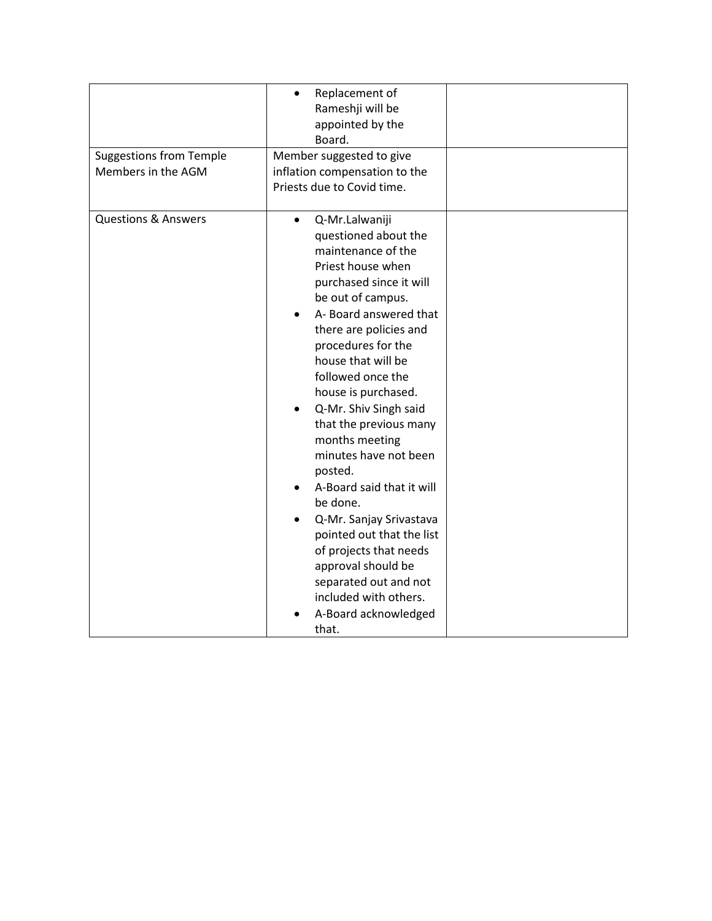| | | |
|---|---|---|
| | • Replacement of Rameshji will be appointed by the Board. | |
| Suggestions from Temple Members in the AGM | Member suggested to give inflation compensation to the Priests due to Covid time. | |
| Questions & Answers | • Q-Mr.Lalwaniji questioned about the maintenance of the Priest house when purchased since it will be out of campus.<br>• A- Board answered that there are policies and procedures for the house that will be followed once the house is purchased.<br>• Q-Mr. Shiv Singh said that the previous many months meeting minutes have not been posted.<br>• A-Board said that it will be done.<br>• Q-Mr. Sanjay Srivastava pointed out that the list of projects that needs approval should be separated out and not included with others.<br>• A-Board acknowledged that. | |